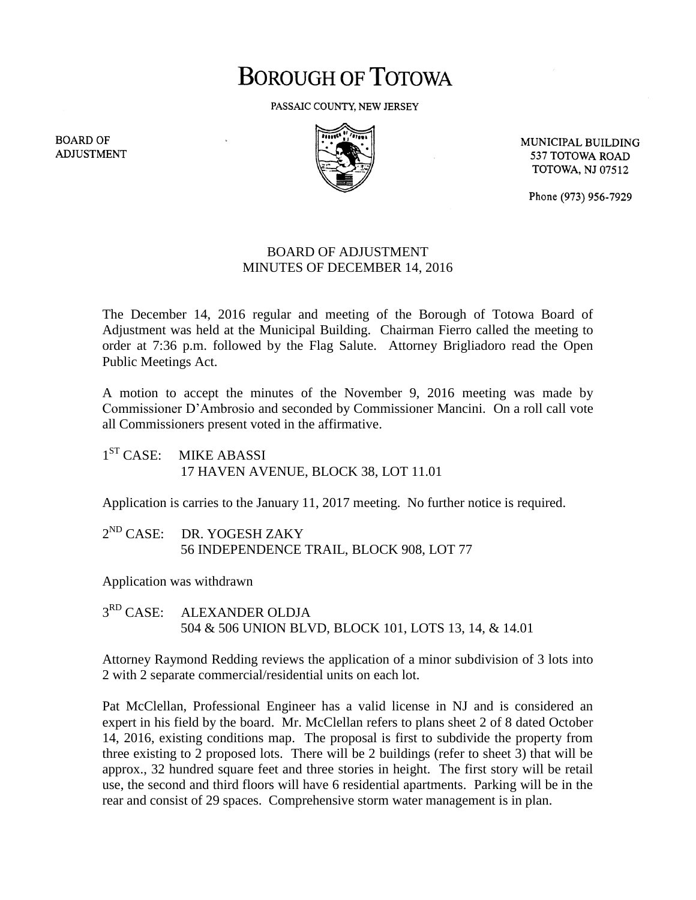# BOROUGH OF TOTOWA

PASSAIC COUNTY, NEW JERSEY

BOARD OF ADJUSTMENT

MUNICIPAL BUILDING
537 TOTOWA ROAD
TOTOWA, NJ 07512

Phone (973) 956-7929

## BOARD OF ADJUSTMENT
## MINUTES OF DECEMBER 14, 2016

The December 14, 2016 regular and meeting of the Borough of Totowa Board of Adjustment was held at the Municipal Building. Chairman Fierro called the meeting to order at 7:36 p.m. followed by the Flag Salute. Attorney Brigliadoro read the Open Public Meetings Act.

A motion to accept the minutes of the November 9, 2016 meeting was made by Commissioner D'Ambrosio and seconded by Commissioner Mancini. On a roll call vote all Commissioners present voted in the affirmative.

1ST CASE: MIKE ABASSI
17 HAVEN AVENUE, BLOCK 38, LOT 11.01

Application is carries to the January 11, 2017 meeting. No further notice is required.

2ND CASE: DR. YOGESH ZAKY
56 INDEPENDENCE TRAIL, BLOCK 908, LOT 77

Application was withdrawn

3RD CASE: ALEXANDER OLDJA
504 & 506 UNION BLVD, BLOCK 101, LOTS 13, 14, & 14.01

Attorney Raymond Redding reviews the application of a minor subdivision of 3 lots into 2 with 2 separate commercial/residential units on each lot.

Pat McClellan, Professional Engineer has a valid license in NJ and is considered an expert in his field by the board. Mr. McClellan refers to plans sheet 2 of 8 dated October 14, 2016, existing conditions map. The proposal is first to subdivide the property from three existing to 2 proposed lots. There will be 2 buildings (refer to sheet 3) that will be approx., 32 hundred square feet and three stories in height. The first story will be retail use, the second and third floors will have 6 residential apartments. Parking will be in the rear and consist of 29 spaces. Comprehensive storm water management is in plan.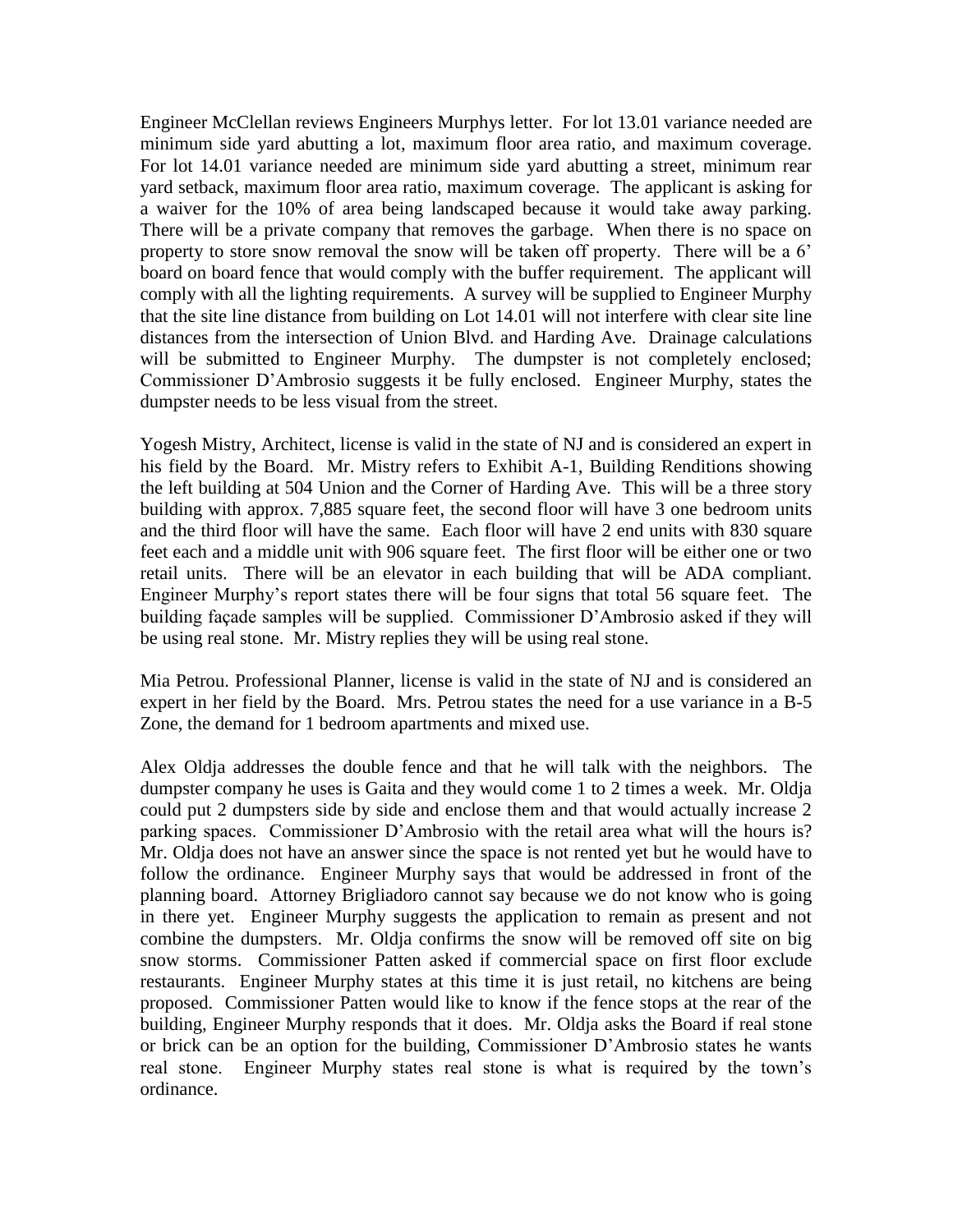Engineer McClellan reviews Engineers Murphys letter. For lot 13.01 variance needed are minimum side yard abutting a lot, maximum floor area ratio, and maximum coverage. For lot 14.01 variance needed are minimum side yard abutting a street, minimum rear yard setback, maximum floor area ratio, maximum coverage. The applicant is asking for a waiver for the 10% of area being landscaped because it would take away parking. There will be a private company that removes the garbage. When there is no space on property to store snow removal the snow will be taken off property. There will be a 6' board on board fence that would comply with the buffer requirement. The applicant will comply with all the lighting requirements. A survey will be supplied to Engineer Murphy that the site line distance from building on Lot 14.01 will not interfere with clear site line distances from the intersection of Union Blvd. and Harding Ave. Drainage calculations will be submitted to Engineer Murphy. The dumpster is not completely enclosed; Commissioner D'Ambrosio suggests it be fully enclosed. Engineer Murphy, states the dumpster needs to be less visual from the street.

Yogesh Mistry, Architect, license is valid in the state of NJ and is considered an expert in his field by the Board. Mr. Mistry refers to Exhibit A-1, Building Renditions showing the left building at 504 Union and the Corner of Harding Ave. This will be a three story building with approx. 7,885 square feet, the second floor will have 3 one bedroom units and the third floor will have the same. Each floor will have 2 end units with 830 square feet each and a middle unit with 906 square feet. The first floor will be either one or two retail units. There will be an elevator in each building that will be ADA compliant. Engineer Murphy's report states there will be four signs that total 56 square feet. The building façade samples will be supplied. Commissioner D'Ambrosio asked if they will be using real stone. Mr. Mistry replies they will be using real stone.

Mia Petrou. Professional Planner, license is valid in the state of NJ and is considered an expert in her field by the Board. Mrs. Petrou states the need for a use variance in a B-5 Zone, the demand for 1 bedroom apartments and mixed use.

Alex Oldja addresses the double fence and that he will talk with the neighbors. The dumpster company he uses is Gaita and they would come 1 to 2 times a week. Mr. Oldja could put 2 dumpsters side by side and enclose them and that would actually increase 2 parking spaces. Commissioner D'Ambrosio with the retail area what will the hours is? Mr. Oldja does not have an answer since the space is not rented yet but he would have to follow the ordinance. Engineer Murphy says that would be addressed in front of the planning board. Attorney Brigliadoro cannot say because we do not know who is going in there yet. Engineer Murphy suggests the application to remain as present and not combine the dumpsters. Mr. Oldja confirms the snow will be removed off site on big snow storms. Commissioner Patten asked if commercial space on first floor exclude restaurants. Engineer Murphy states at this time it is just retail, no kitchens are being proposed. Commissioner Patten would like to know if the fence stops at the rear of the building, Engineer Murphy responds that it does. Mr. Oldja asks the Board if real stone or brick can be an option for the building, Commissioner D'Ambrosio states he wants real stone. Engineer Murphy states real stone is what is required by the town's ordinance.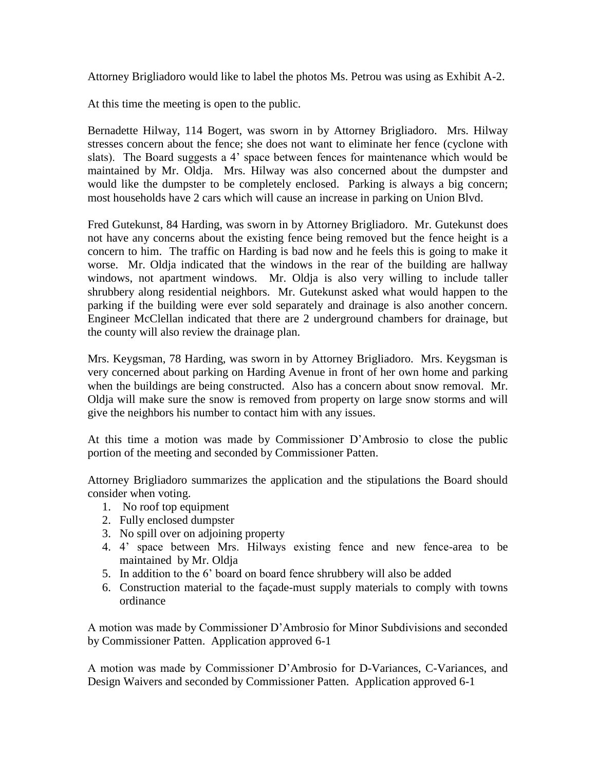Attorney Brigliadoro would like to label the photos Ms. Petrou was using as Exhibit A-2.

At this time the meeting is open to the public.

Bernadette Hilway, 114 Bogert, was sworn in by Attorney Brigliadoro. Mrs. Hilway stresses concern about the fence; she does not want to eliminate her fence (cyclone with slats). The Board suggests a 4' space between fences for maintenance which would be maintained by Mr. Oldja. Mrs. Hilway was also concerned about the dumpster and would like the dumpster to be completely enclosed. Parking is always a big concern; most households have 2 cars which will cause an increase in parking on Union Blvd.

Fred Gutekunst, 84 Harding, was sworn in by Attorney Brigliadoro. Mr. Gutekunst does not have any concerns about the existing fence being removed but the fence height is a concern to him. The traffic on Harding is bad now and he feels this is going to make it worse. Mr. Oldja indicated that the windows in the rear of the building are hallway windows, not apartment windows. Mr. Oldja is also very willing to include taller shrubbery along residential neighbors. Mr. Gutekunst asked what would happen to the parking if the building were ever sold separately and drainage is also another concern. Engineer McClellan indicated that there are 2 underground chambers for drainage, but the county will also review the drainage plan.

Mrs. Keygsman, 78 Harding, was sworn in by Attorney Brigliadoro. Mrs. Keygsman is very concerned about parking on Harding Avenue in front of her own home and parking when the buildings are being constructed. Also has a concern about snow removal. Mr. Oldja will make sure the snow is removed from property on large snow storms and will give the neighbors his number to contact him with any issues.

At this time a motion was made by Commissioner D'Ambrosio to close the public portion of the meeting and seconded by Commissioner Patten.

Attorney Brigliadoro summarizes the application and the stipulations the Board should consider when voting.

1. No roof top equipment
2. Fully enclosed dumpster
3. No spill over on adjoining property
4. 4' space between Mrs. Hilways existing fence and new fence-area to be maintained by Mr. Oldja
5. In addition to the 6' board on board fence shrubbery will also be added
6. Construction material to the façade-must supply materials to comply with towns ordinance

A motion was made by Commissioner D'Ambrosio for Minor Subdivisions and seconded by Commissioner Patten. Application approved 6-1

A motion was made by Commissioner D'Ambrosio for D-Variances, C-Variances, and Design Waivers and seconded by Commissioner Patten. Application approved 6-1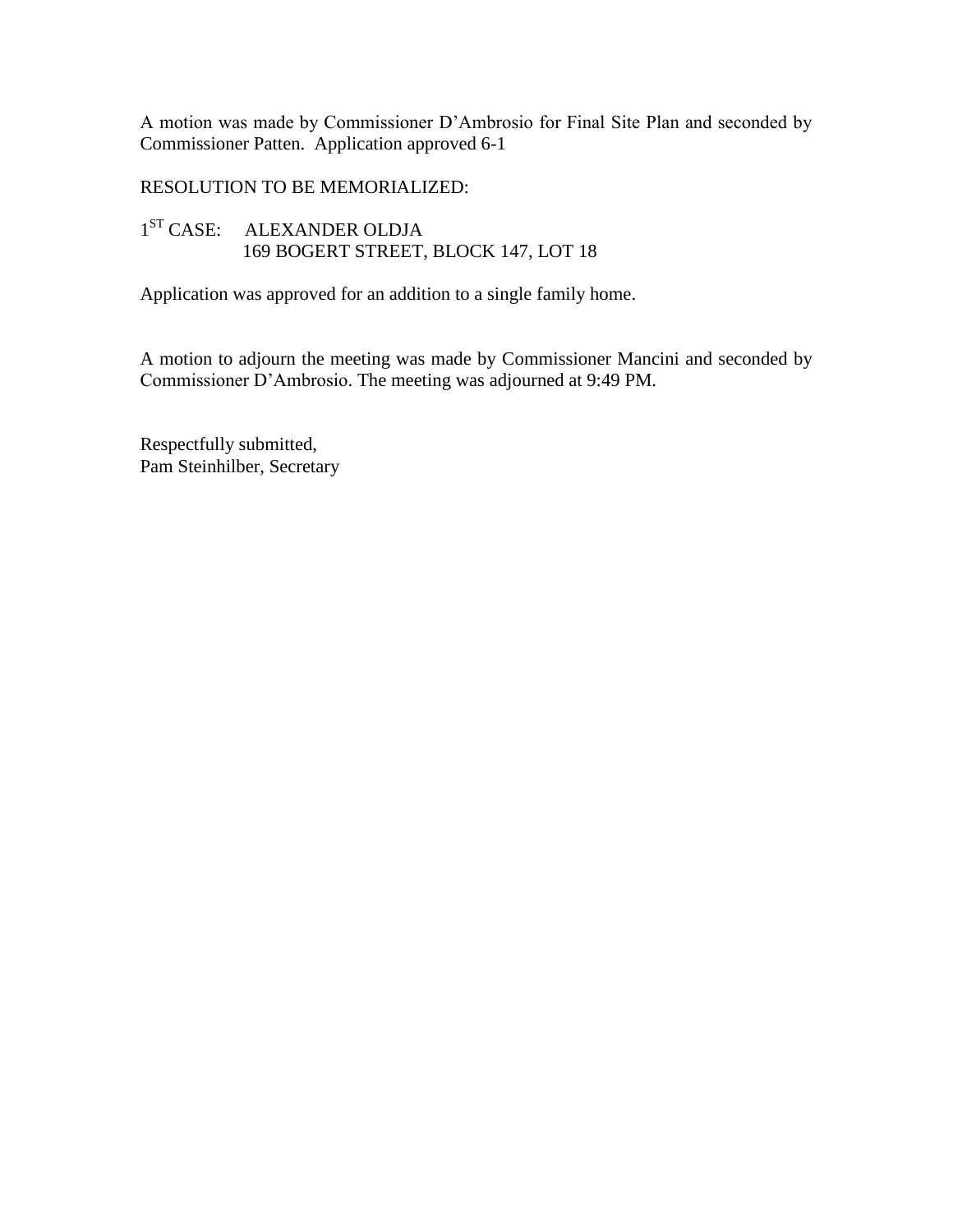A motion was made by Commissioner D'Ambrosio for Final Site Plan and seconded by Commissioner Patten. Application approved 6-1

RESOLUTION TO BE MEMORIALIZED:

1ST CASE: ALEXANDER OLDJA
169 BOGERT STREET, BLOCK 147, LOT 18

Application was approved for an addition to a single family home.

A motion to adjourn the meeting was made by Commissioner Mancini and seconded by Commissioner D'Ambrosio. The meeting was adjourned at 9:49 PM.

Respectfully submitted,
Pam Steinhilber, Secretary